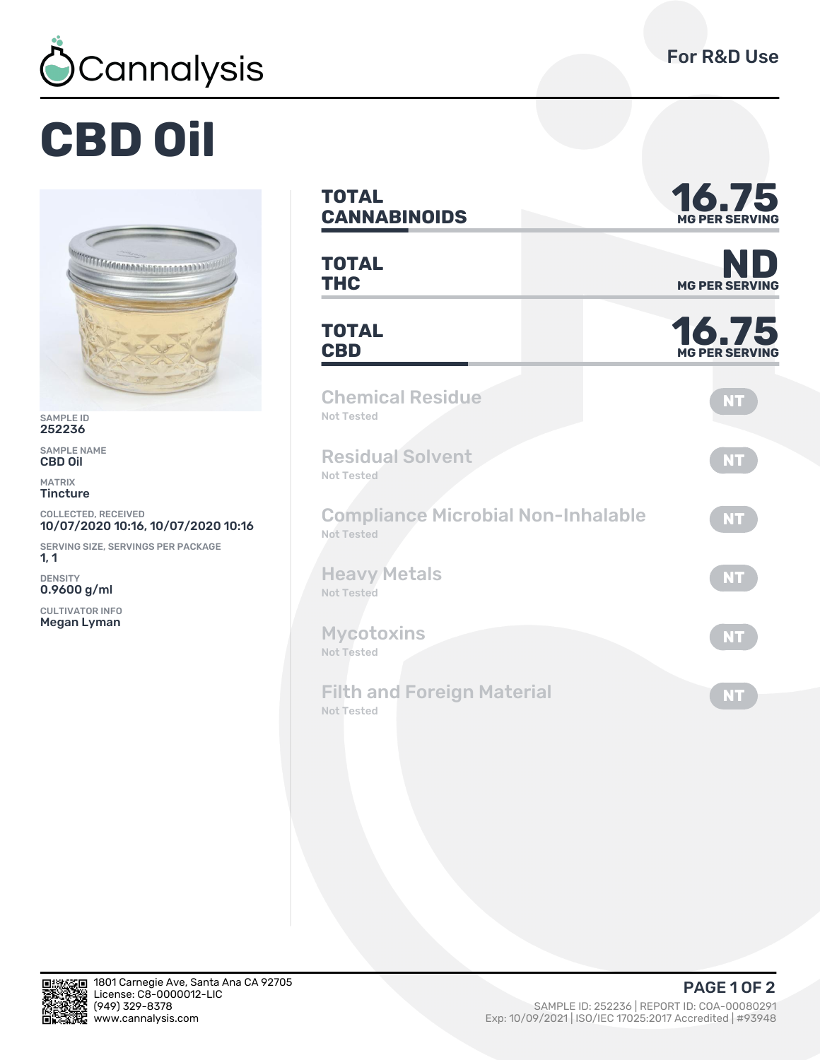Cannalysis

For R&D Use

# CBD Oil

SAMPLE ID
252236

SAMPLE NAME
CBD Oil

MATRIX
Tincture

COLLECTED, RECEIVED
10/07/2020 10:16, 10/07/2020 10:16

SERVING SIZE, SERVINGS PER PACKAGE
1, 1

DENSITY
0.9600 g/ml

CULTIVATOR INFO
Megan Lyman

| | |
|---|---|
| **TOTAL CANNABINOIDS** | **16.75** MG PER SERVING |
| **TOTAL THC** | **ND** MG PER SERVING |
| **TOTAL CBD** | **16.75** MG PER SERVING |

| Test | Status |
|---|---|
| Chemical Residue (Not Tested) | NT |
| Residual Solvent (Not Tested) | NT |
| Compliance Microbial Non-Inhalable (Not Tested) | NT |
| Heavy Metals (Not Tested) | NT |
| Mycotoxins (Not Tested) | NT |
| Filth and Foreign Material (Not Tested) | NT |

1801 Carnegie Ave, Santa Ana CA 92705
License: C8-0000012-LIC
(949) 329-8378
www.cannalysis.com

SAMPLE ID: 252236 | REPORT ID: COA-00080291
Exp: 10/09/2021 | ISO/IEC 17025:2017 Accredited | #93948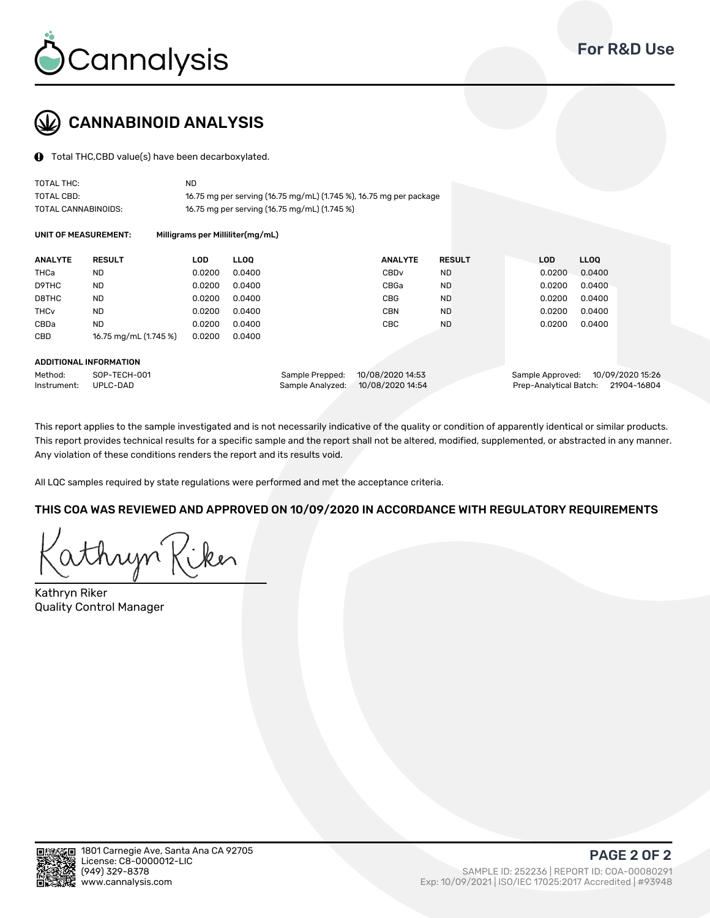Cannalysis

For R&D Use

# CANNABINOID ANALYSIS

Total THC,CBD value(s) have been decarboxylated.

| | |
|---|---|
| TOTAL THC: | ND |
| TOTAL CBD: | 16.75 mg per serving (16.75 mg/mL) (1.745 %), 16.75 mg per package |
| TOTAL CANNABINOIDS: | 16.75 mg per serving (16.75 mg/mL) (1.745 %) |

**UNIT OF MEASUREMENT:** **Milligrams per Milliliter(mg/mL)**

| ANALYTE | RESULT | LOD | LLOQ | ANALYTE | RESULT | LOD | LLOQ |
|---|---|---|---|---|---|---|---|
| THCa | ND | 0.0200 | 0.0400 | CBDv | ND | 0.0200 | 0.0400 |
| D9THC | ND | 0.0200 | 0.0400 | CBGa | ND | 0.0200 | 0.0400 |
| D8THC | ND | 0.0200 | 0.0400 | CBG | ND | 0.0200 | 0.0400 |
| THCv | ND | 0.0200 | 0.0400 | CBN | ND | 0.0200 | 0.0400 |
| CBDa | ND | 0.0200 | 0.0400 | CBC | ND | 0.0200 | 0.0400 |
| CBD | 16.75 mg/mL (1.745 %) | 0.0200 | 0.0400 | | | | |

**ADDITIONAL INFORMATION**

| | | | | | |
|---|---|---|---|---|---|
| Method: | SOP-TECH-001 | Sample Prepped: | 10/08/2020 14:53 | Sample Approved: | 10/09/2020 15:26 |
| Instrument: | UPLC-DAD | Sample Analyzed: | 10/08/2020 14:54 | Prep-Analytical Batch: | 21904-16804 |

This report applies to the sample investigated and is not necessarily indicative of the quality or condition of apparently identical or similar products. This report provides technical results for a specific sample and the report shall not be altered, modified, supplemented, or abstracted in any manner. Any violation of these conditions renders the report and its results void.

All LQC samples required by state regulations were performed and met the acceptance criteria.

**THIS COA WAS REVIEWED AND APPROVED ON 10/09/2020 IN ACCORDANCE WITH REGULATORY REQUIREMENTS**

Kathryn Riker
Quality Control Manager

1801 Carnegie Ave, Santa Ana CA 92705
License: C8-0000012-LIC
(949) 329-8378
www.cannalysis.com

SAMPLE ID: 252236 | REPORT ID: COA-00080291
Exp: 10/09/2021 | ISO/IEC 17025:2017 Accredited | #93948